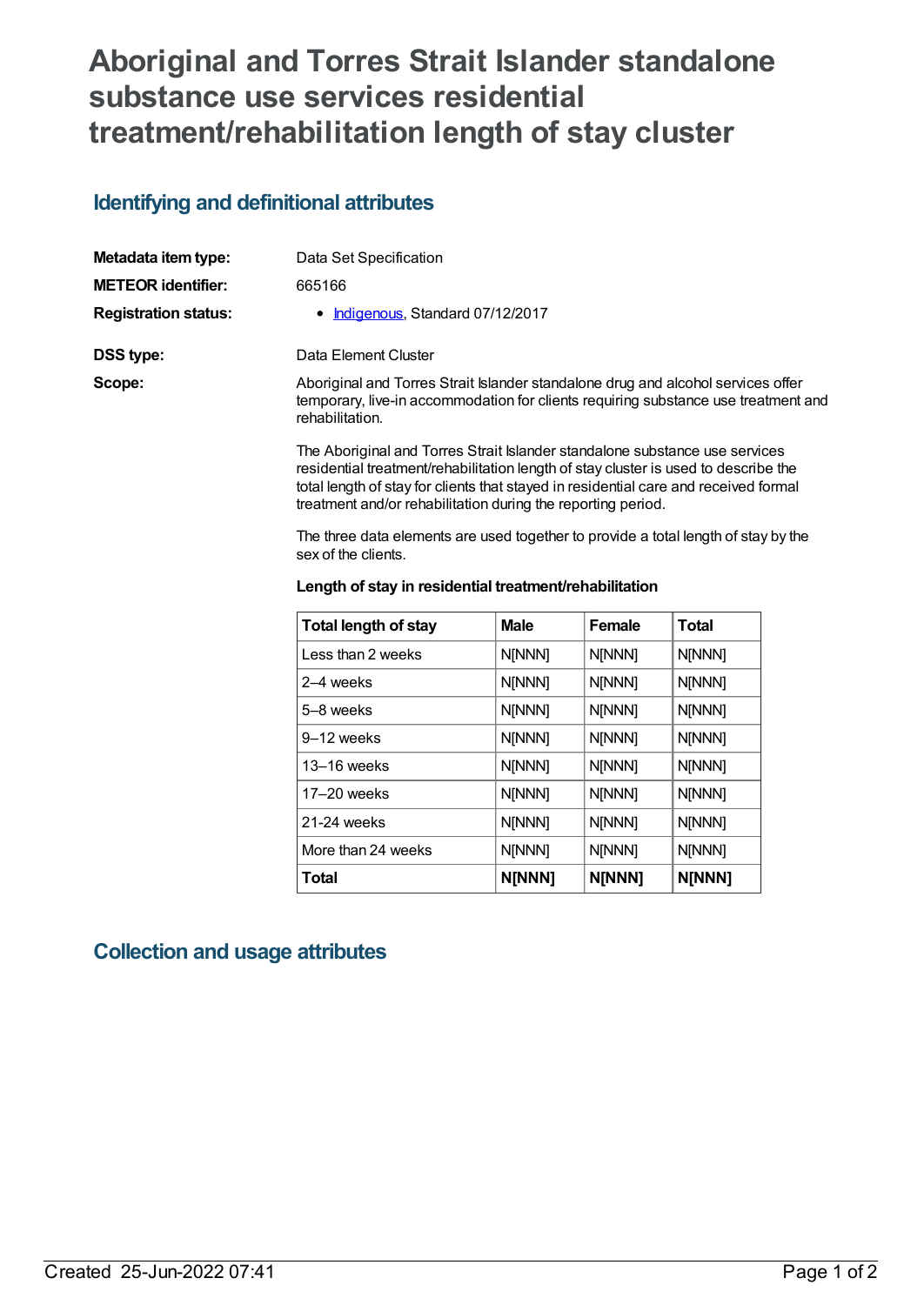# Aboriginal and Torres Strait Islander standalone substance use services residential treatment/rehabilitation length of stay cluster

## Identifying and definitional attributes

**Metadata item type:** Data Set Specification

**METEOR identifier:** 665166

**Registration status:**
- Indigenous, Standard 07/12/2017

**DSS type:** Data Element Cluster

**Scope:** Aboriginal and Torres Strait Islander standalone drug and alcohol services offer temporary, live-in accommodation for clients requiring substance use treatment and rehabilitation.

The Aboriginal and Torres Strait Islander standalone substance use services residential treatment/rehabilitation length of stay cluster is used to describe the total length of stay for clients that stayed in residential care and received formal treatment and/or rehabilitation during the reporting period.

The three data elements are used together to provide a total length of stay by the sex of the clients.

**Length of stay in residential treatment/rehabilitation**

| Total length of stay | Male | Female | Total |
|---|---|---|---|
| Less than 2 weeks | N[NNN] | N[NNN] | N[NNN] |
| 2–4 weeks | N[NNN] | N[NNN] | N[NNN] |
| 5–8 weeks | N[NNN] | N[NNN] | N[NNN] |
| 9–12 weeks | N[NNN] | N[NNN] | N[NNN] |
| 13–16 weeks | N[NNN] | N[NNN] | N[NNN] |
| 17–20 weeks | N[NNN] | N[NNN] | N[NNN] |
| 21-24 weeks | N[NNN] | N[NNN] | N[NNN] |
| More than 24 weeks | N[NNN] | N[NNN] | N[NNN] |
| **Total** | **N[NNN]** | **N[NNN]** | **N[NNN]** |

## Collection and usage attributes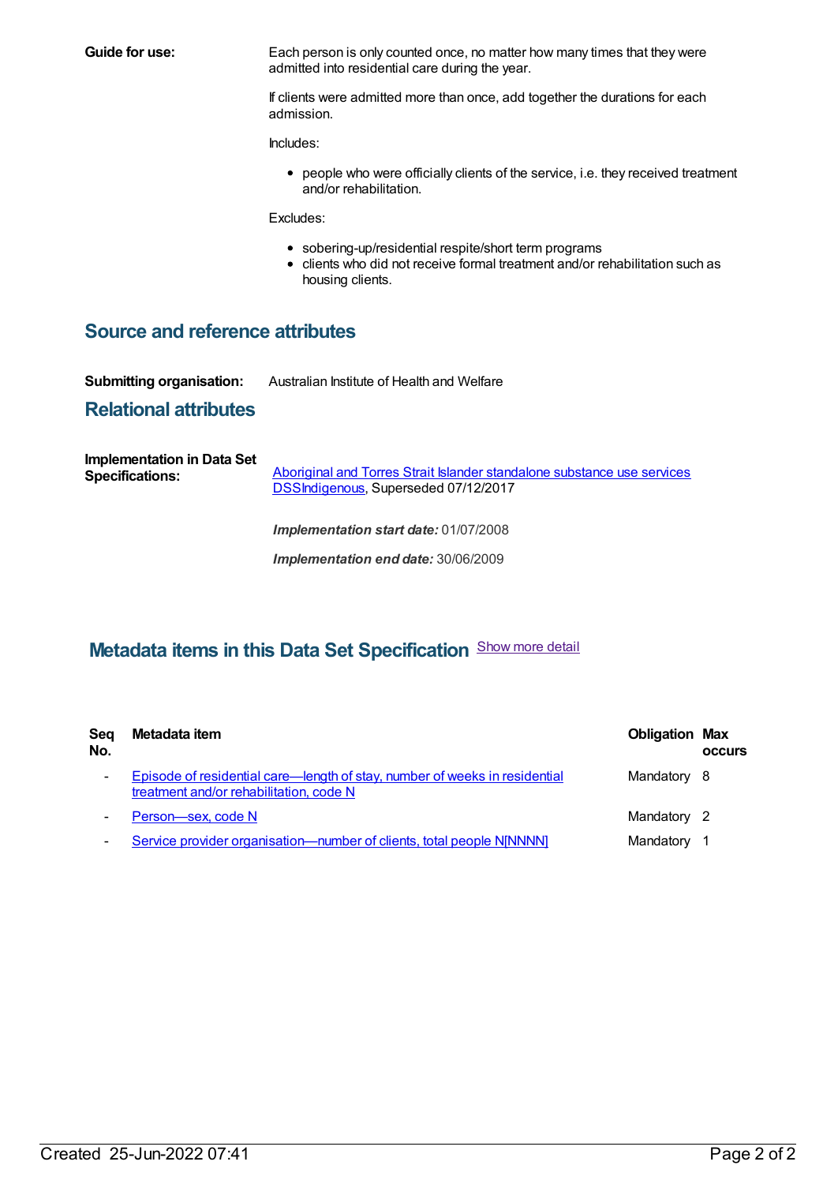**Guide for use:**

Each person is only counted once, no matter how many times that they were admitted into residential care during the year.

If clients were admitted more than once, add together the durations for each admission.

Includes:

- people who were officially clients of the service, i.e. they received treatment and/or rehabilitation.

Excludes:

- sobering-up/residential respite/short term programs
- clients who did not receive formal treatment and/or rehabilitation such as housing clients.

## Source and reference attributes

**Submitting organisation:** Australian Institute of Health and Welfare

## Relational attributes

**Implementation in Data Set Specifications:**

Aboriginal and Torres Strait Islander standalone substance use services DSSIndigenous, Superseded 07/12/2017

***Implementation start date:*** 01/07/2008

***Implementation end date:*** 30/06/2009

## Metadata items in this Data Set Specification

Show more detail

| Seq No. | Metadata item | Obligation | Max occurs |
|---|---|---|---|
| - | Episode of residential care—length of stay, number of weeks in residential treatment and/or rehabilitation, code N | Mandatory | 8 |
| - | Person—sex, code N | Mandatory | 2 |
| - | Service provider organisation—number of clients, total people N[NNNN] | Mandatory | 1 |